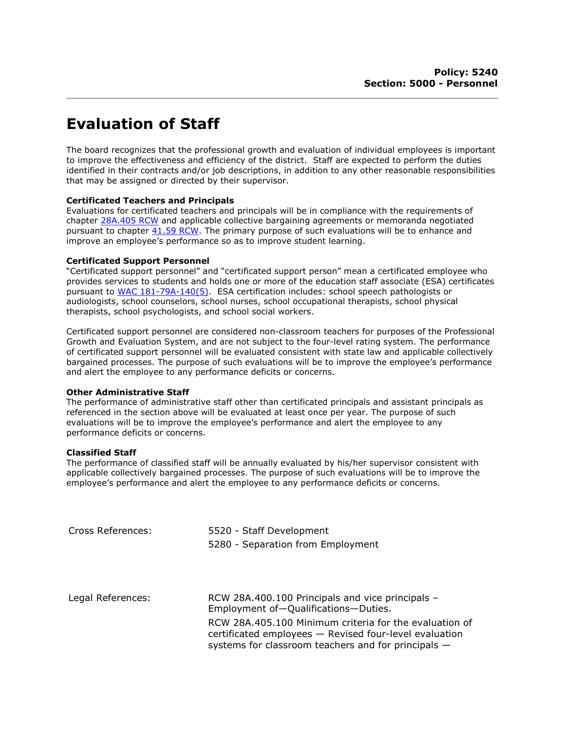**Policy: 5240**
**Section: 5000 - Personnel**

# Evaluation of Staff

The board recognizes that the professional growth and evaluation of individual employees is important to improve the effectiveness and efficiency of the district. Staff are expected to perform the duties identified in their contracts and/or job descriptions, in addition to any other reasonable responsibilities that may be assigned or directed by their supervisor.

**Certificated Teachers and Principals**
Evaluations for certificated teachers and principals will be in compliance with the requirements of chapter 28A.405 RCW and applicable collective bargaining agreements or memoranda negotiated pursuant to chapter 41.59 RCW. The primary purpose of such evaluations will be to enhance and improve an employee's performance so as to improve student learning.

**Certificated Support Personnel**
"Certificated support personnel" and "certificated support person" mean a certificated employee who provides services to students and holds one or more of the education staff associate (ESA) certificates pursuant to WAC 181-79A-140(5). ESA certification includes: school speech pathologists or audiologists, school counselors, school nurses, school occupational therapists, school physical therapists, school psychologists, and school social workers.

Certificated support personnel are considered non-classroom teachers for purposes of the Professional Growth and Evaluation System, and are not subject to the four-level rating system. The performance of certificated support personnel will be evaluated consistent with state law and applicable collectively bargained processes. The purpose of such evaluations will be to improve the employee's performance and alert the employee to any performance deficits or concerns.

**Other Administrative Staff**
The performance of administrative staff other than certificated principals and assistant principals as referenced in the section above will be evaluated at least once per year. The purpose of such evaluations will be to improve the employee's performance and alert the employee to any performance deficits or concerns.

**Classified Staff**
The performance of classified staff will be annually evaluated by his/her supervisor consistent with applicable collectively bargained processes. The purpose of such evaluations will be to improve the employee's performance and alert the employee to any performance deficits or concerns.

| | |
|---|---|
| Cross References: | 5520 - Staff Development<br>5280 - Separation from Employment |
| Legal References: | RCW 28A.400.100 Principals and vice principals – Employment of—Qualifications—Duties.<br>RCW 28A.405.100 Minimum criteria for the evaluation of certificated employees — Revised four-level evaluation systems for classroom teachers and for principals — |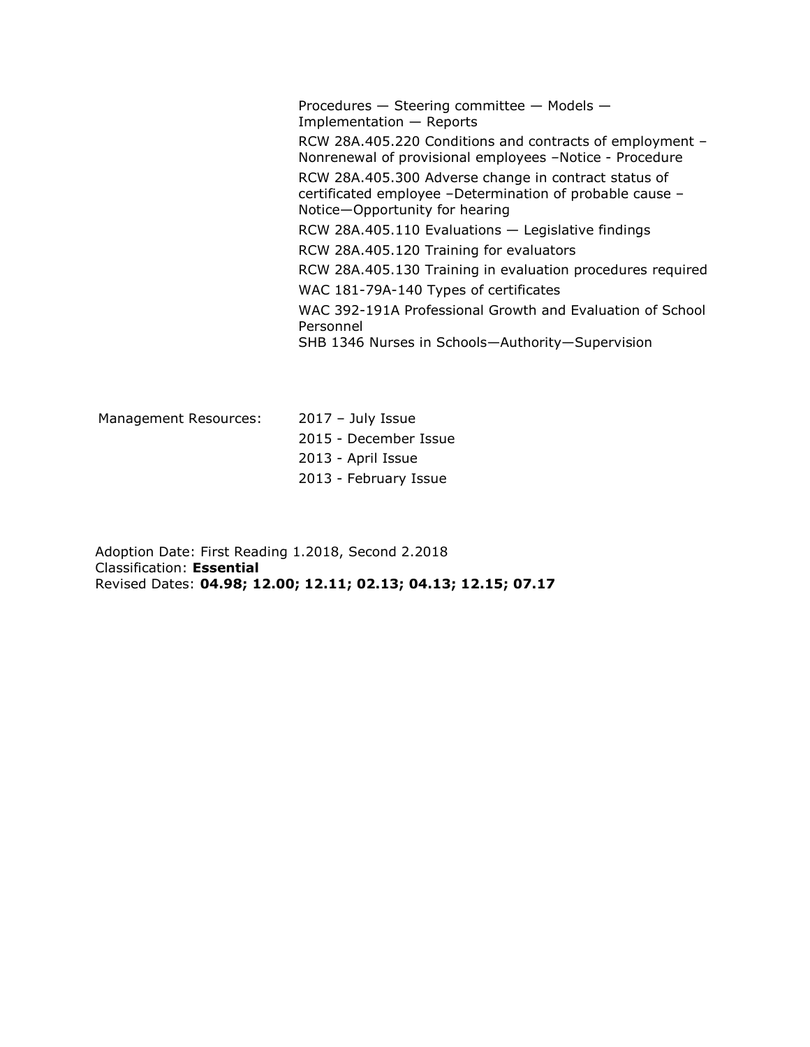Procedures — Steering committee — Models — Implementation — Reports

RCW 28A.405.220 Conditions and contracts of employment – Nonrenewal of provisional employees –Notice - Procedure

RCW 28A.405.300 Adverse change in contract status of certificated employee –Determination of probable cause – Notice—Opportunity for hearing

RCW 28A.405.110 Evaluations — Legislative findings

RCW 28A.405.120 Training for evaluators

RCW 28A.405.130 Training in evaluation procedures required

WAC 181-79A-140 Types of certificates

WAC 392-191A Professional Growth and Evaluation of School Personnel

SHB 1346 Nurses in Schools—Authority—Supervision

Management Resources: 2017 – July Issue

2015 - December Issue

2013 - April Issue

2013 - February Issue

Adoption Date: First Reading 1.2018, Second 2.2018

Classification: **Essential**

Revised Dates: **04.98; 12.00; 12.11; 02.13; 04.13; 12.15; 07.17**